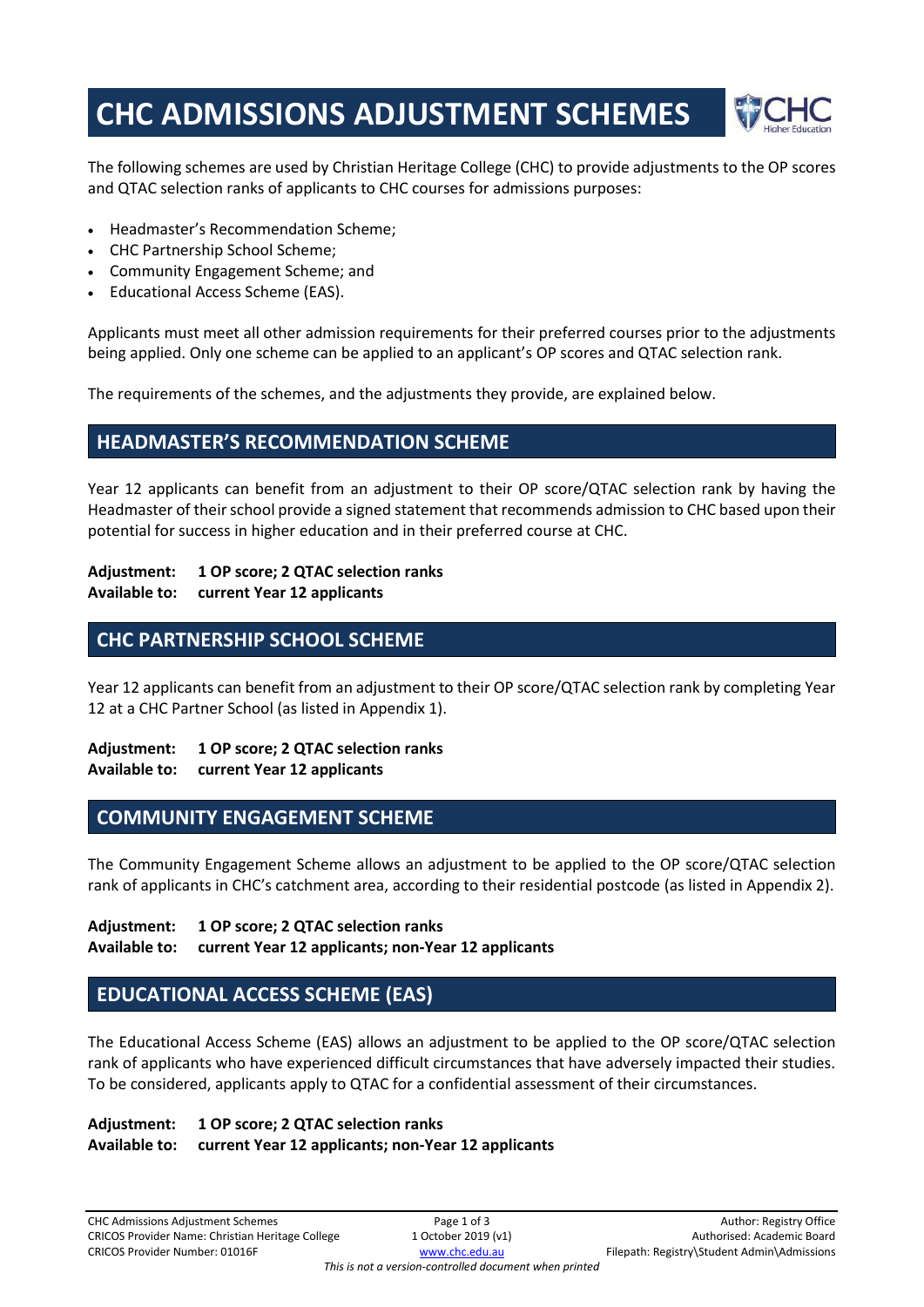# CHC ADMISSIONS ADJUSTMENT SCHEMES

The following schemes are used by Christian Heritage College (CHC) to provide adjustments to the OP scores and QTAC selection ranks of applicants to CHC courses for admissions purposes:

- Headmaster's Recommendation Scheme;
- CHC Partnership School Scheme;
- Community Engagement Scheme; and
- Educational Access Scheme (EAS).

Applicants must meet all other admission requirements for their preferred courses prior to the adjustments being applied. Only one scheme can be applied to an applicant's OP scores and QTAC selection rank.

The requirements of the schemes, and the adjustments they provide, are explained below.

## HEADMASTER'S RECOMMENDATION SCHEME

Year 12 applicants can benefit from an adjustment to their OP score/QTAC selection rank by having the Headmaster of their school provide a signed statement that recommends admission to CHC based upon their potential for success in higher education and in their preferred course at CHC.

**Adjustment: 1 OP score; 2 QTAC selection ranks**
**Available to: current Year 12 applicants**

## CHC PARTNERSHIP SCHOOL SCHEME

Year 12 applicants can benefit from an adjustment to their OP score/QTAC selection rank by completing Year 12 at a CHC Partner School (as listed in Appendix 1).

**Adjustment: 1 OP score; 2 QTAC selection ranks**
**Available to: current Year 12 applicants**

## COMMUNITY ENGAGEMENT SCHEME

The Community Engagement Scheme allows an adjustment to be applied to the OP score/QTAC selection rank of applicants in CHC's catchment area, according to their residential postcode (as listed in Appendix 2).

**Adjustment: 1 OP score; 2 QTAC selection ranks**
**Available to: current Year 12 applicants; non-Year 12 applicants**

## EDUCATIONAL ACCESS SCHEME (EAS)

The Educational Access Scheme (EAS) allows an adjustment to be applied to the OP score/QTAC selection rank of applicants who have experienced difficult circumstances that have adversely impacted their studies. To be considered, applicants apply to QTAC for a confidential assessment of their circumstances.

**Adjustment: 1 OP score; 2 QTAC selection ranks**
**Available to: current Year 12 applicants; non-Year 12 applicants**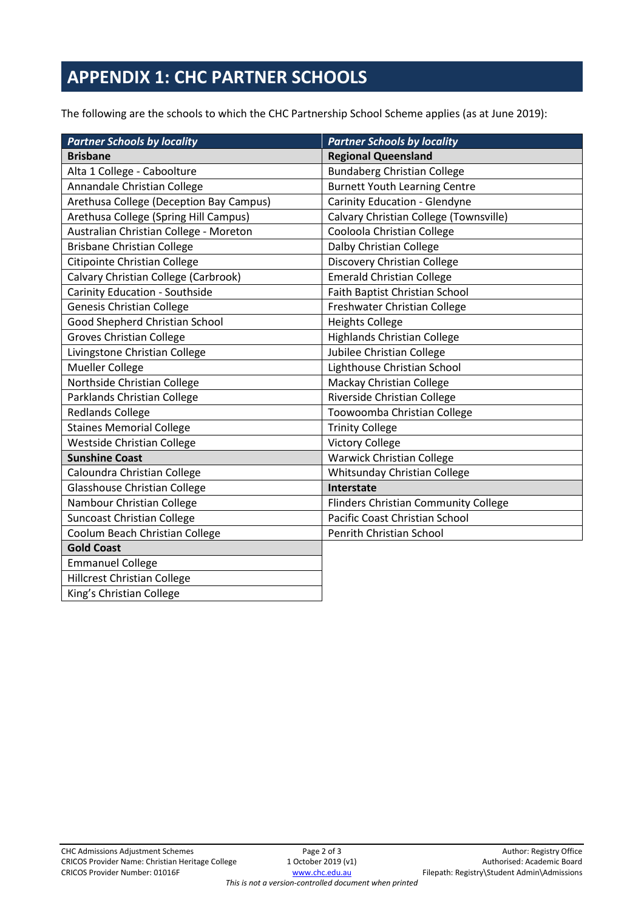# APPENDIX 1: CHC PARTNER SCHOOLS

The following are the schools to which the CHC Partnership School Scheme applies (as at June 2019):

| *Partner Schools by locality* | *Partner Schools by locality* |
|---|---|
| **Brisbane** | **Regional Queensland** |
| Alta 1 College - Caboolture | Bundaberg Christian College |
| Annandale Christian College | Burnett Youth Learning Centre |
| Arethusa College (Deception Bay Campus) | Carinity Education - Glendyne |
| Arethusa College (Spring Hill Campus) | Calvary Christian College (Townsville) |
| Australian Christian College - Moreton | Cooloola Christian College |
| Brisbane Christian College | Dalby Christian College |
| Citipointe Christian College | Discovery Christian College |
| Calvary Christian College (Carbrook) | Emerald Christian College |
| Carinity Education - Southside | Faith Baptist Christian School |
| Genesis Christian College | Freshwater Christian College |
| Good Shepherd Christian School | Heights College |
| Groves Christian College | Highlands Christian College |
| Livingstone Christian College | Jubilee Christian College |
| Mueller College | Lighthouse Christian School |
| Northside Christian College | Mackay Christian College |
| Parklands Christian College | Riverside Christian College |
| Redlands College | Toowoomba Christian College |
| Staines Memorial College | Trinity College |
| Westside Christian College | Victory College |
| **Sunshine Coast** | Warwick Christian College |
| Caloundra Christian College | Whitsunday Christian College |
| Glasshouse Christian College | **Interstate** |
| Nambour Christian College | Flinders Christian Community College |
| Suncoast Christian College | Pacific Coast Christian School |
| Coolum Beach Christian College | Penrith Christian School |
| **Gold Coast** | |
| Emmanuel College | |
| Hillcrest Christian College | |
| King's Christian College | |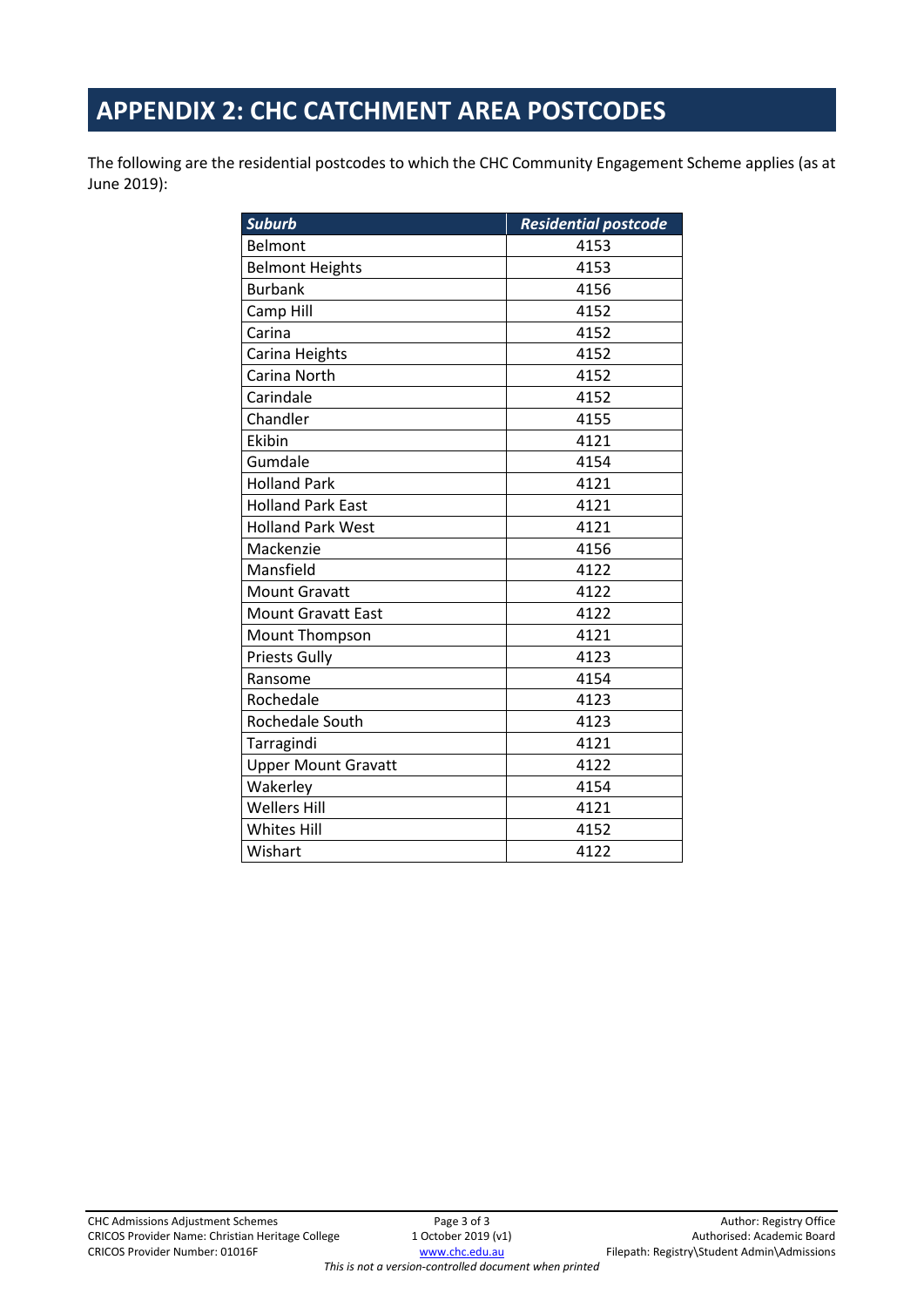# APPENDIX 2: CHC CATCHMENT AREA POSTCODES

The following are the residential postcodes to which the CHC Community Engagement Scheme applies (as at June 2019):

| ***Suburb*** | ***Residential postcode*** |
|---|---|
| Belmont | 4153 |
| Belmont Heights | 4153 |
| Burbank | 4156 |
| Camp Hill | 4152 |
| Carina | 4152 |
| Carina Heights | 4152 |
| Carina North | 4152 |
| Carindale | 4152 |
| Chandler | 4155 |
| Ekibin | 4121 |
| Gumdale | 4154 |
| Holland Park | 4121 |
| Holland Park East | 4121 |
| Holland Park West | 4121 |
| Mackenzie | 4156 |
| Mansfield | 4122 |
| Mount Gravatt | 4122 |
| Mount Gravatt East | 4122 |
| Mount Thompson | 4121 |
| Priests Gully | 4123 |
| Ransome | 4154 |
| Rochedale | 4123 |
| Rochedale South | 4123 |
| Tarragindi | 4121 |
| Upper Mount Gravatt | 4122 |
| Wakerley | 4154 |
| Wellers Hill | 4121 |
| Whites Hill | 4152 |
| Wishart | 4122 |